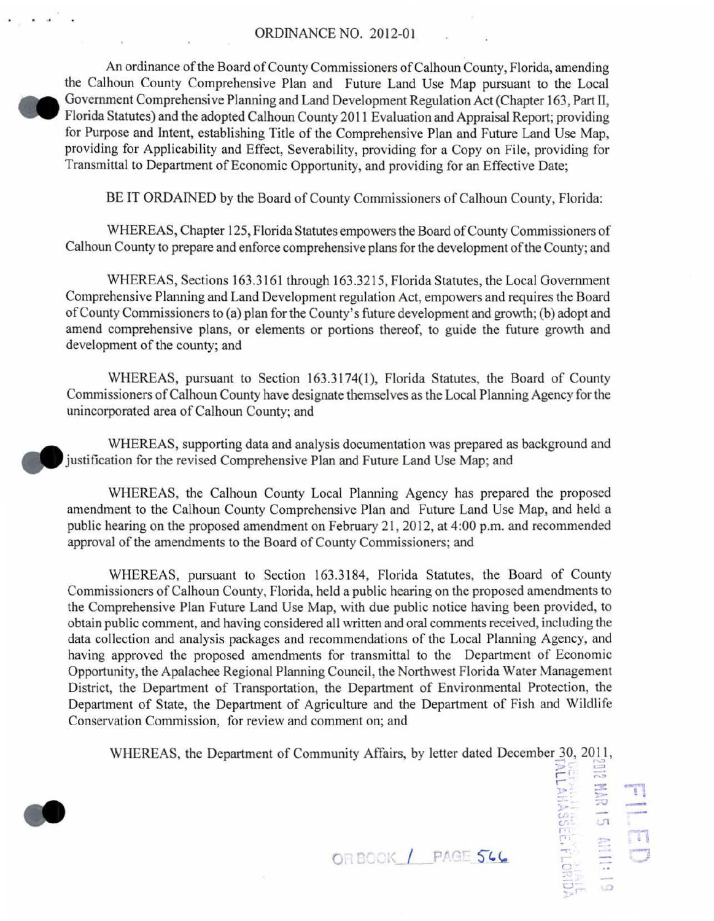# ORDINANCE NO. 2012-01

An ordinance of the Board of County Commissioners of Calhoun County, Florida, amending the Calhoun County Comprehensive Plan and Future Land Use Map pursuant to the Local Government Comprehensive Planning and Land Development Regulation Act (Chapter 163, Part II, Florida Statutes) and the adopted Calhoun County 2011 Evaluation and Appraisal Report; providing for Purpose and Intent, establishing Title of the Comprehensive Plan and Future Land Use Map, providing for Applicability and Effect, Severability, providing for a Copy on File, providing for Transmittal to Department of Economic Opportunity, and providing for an Effective Date;

BE IT ORDAINED by the Board of County Commissioners of Calhoun County, Florida:

WHEREAS, Chapter 125, Florida Statutes empowers the Board of County Commissioners of Calhoun County to prepare and enforce comprehensive plans for the development of the County; and

WHEREAS, Sections 163.3161 through 163.3215, Florida Statutes, the Local Government Comprehensive Planning and Land Development regulation Act, empowers and requires the Board of County Commissioners to (a) plan for the County's future development and growth; (b) adopt and amend comprehensive plans, or elements or portions thereof, to guide the future growth and development of the county; and

WHEREAS, pursuant to Section 163.3174(1), Florida Statutes, the Board of County Commissioners of Calhoun County have designate themselves as the Local Planning Agency for the unincorporated area of Calhoun County; and

WHEREAS, supporting data and analysis documentation was prepared as background and justification for the revised Comprehensive Plan and Future Land Use Map; and

WHEREAS, the Calhoun County Local Planning Agency has prepared the proposed amendment to the Calhoun County Comprehensive Plan and Future Land Use Map, and held a public hearing on the proposed amendment on February 21, 2012, at 4:00 p.m. and recommended approval of the amendments to the Board of County Commissioners; and

WHEREAS, pursuant to Section 163.3184, Florida Statutes, the Board of County Commissioners of Calhoun County, Florida, held a public hearing on the proposed amendments to the Comprehensive Plan Future Land Use Map, with due public notice having been provided, to obtain public comment, and having considered all written and oral comments received, including the data collection and analysis packages and recommendations of the Local Planning Agency, and having approved the proposed amendments for transmittal to the Department of Economic Opportunity, the Apalachee Regional Planning Council, the Northwest Florida Water Management District, the Department of Transportation, the Department of Environmental Protection, the Department of State, the Department of Agriculture and the Department of Fish and Wildlife Conservation Commission, for review and comment on; and

WHEREAS, the Department of Community Affairs, by letter dated December 30, 2011,

FILED 2012 MAR 15 AM 11:19 DEPARTMENT OF STATE TALLAHASSEE, FLORIDA

OR BOOK 1 PAGE 566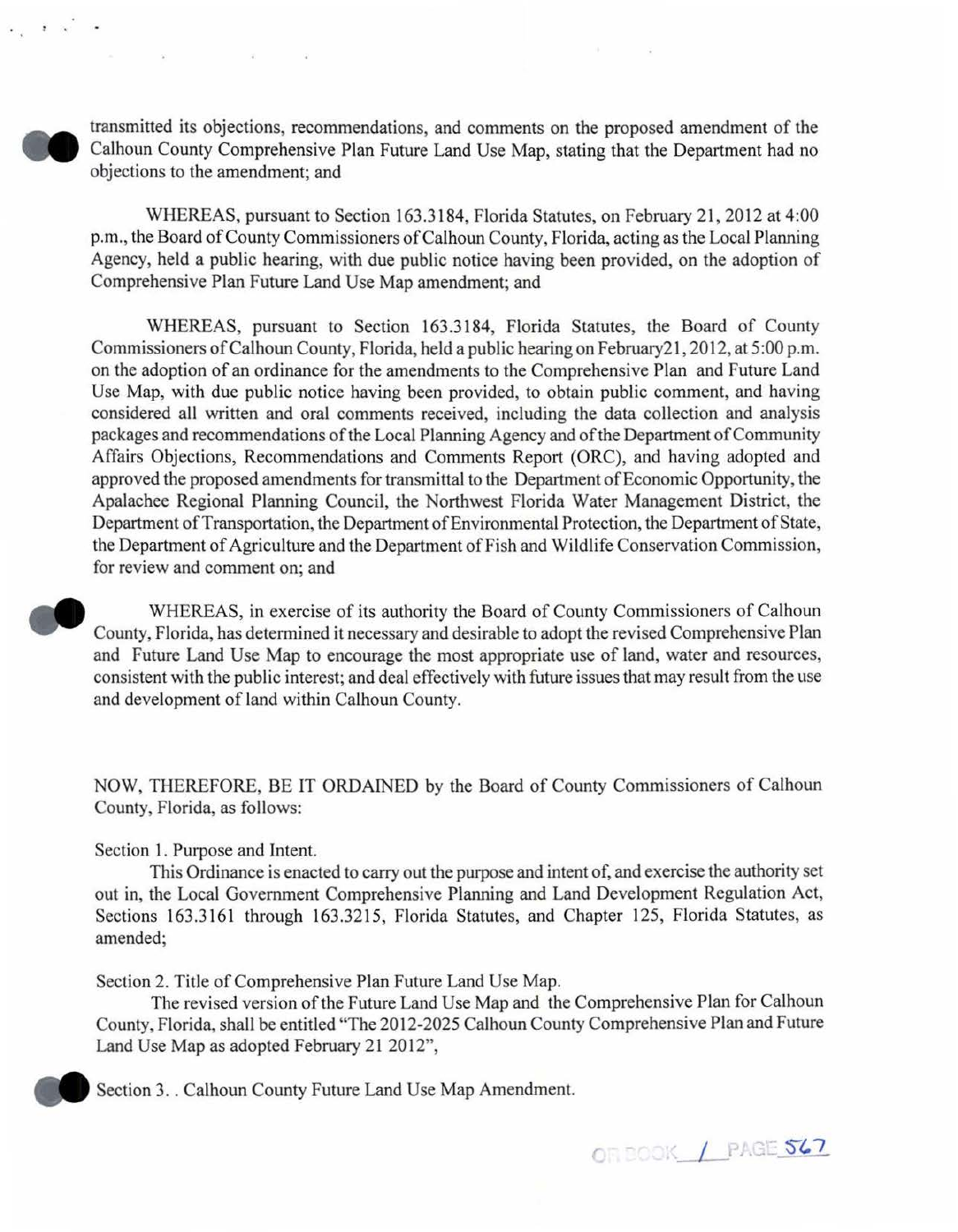transmitted its objections, recommendations, and comments on the proposed amendment of the Calhoun County Comprehensive Plan Future Land Use Map, stating that the Department had no objections to the amendment; and

WHEREAS, pursuant to Section 163.3184, Florida Statutes, on February 21, 2012 at 4:00 p.m., the Board of County Commissioners of Calhoun County, Florida, acting as the Local Planning Agency, held a public hearing, with due public notice having been provided, on the adoption of Comprehensive Plan Future Land Use Map amendment; and

WHEREAS, pursuant to Section 163.3184, Florida Statutes, the Board of County Commissioners of Calhoun County, Florida, held a public hearing on February21, 2012, at 5:00 p.m. on the adoption of an ordinance for the amendments to the Comprehensive Plan and Future Land Use Map, with due public notice having been provided, to obtain public comment, and having considered all written and oral comments received, including the data collection and analysis packages and recommendations of the Local Planning Agency and of the Department of Community Affairs Objections, Recommendations and Comments Report (ORC), and having adopted and approved the proposed amendments for transmittal to the Department of Economic Opportunity, the Apalachee Regional Planning Council, the Northwest Florida Water Management District, the Department of Transportation, the Department of Environmental Protection, the Department of State, the Department of Agriculture and the Department of Fish and Wildlife Conservation Commission, for review and comment on; and

WHEREAS, in exercise of its authority the Board of County Commissioners of Calhoun County, Florida, has determined it necessary and desirable to adopt the revised Comprehensive Plan and Future Land Use Map to encourage the most appropriate use of land, water and resources, consistent with the public interest; and deal effectively with future issues that may result from the use and development of land within Calhoun County.

NOW, THEREFORE, BE IT ORDAINED by the Board of County Commissioners of Calhoun County, Florida, as follows:

Section 1. Purpose and Intent.

This Ordinance is enacted to carry out the purpose and intent of, and exercise the authority set out in, the Local Government Comprehensive Planning and Land Development Regulation Act, Sections 163.3161 through 163.3215, Florida Statutes, and Chapter 125, Florida Statutes, as amended;

Section 2. Title of Comprehensive Plan Future Land Use Map.

The revised version of the Future Land Use Map and the Comprehensive Plan for Calhoun County, Florida, shall be entitled "The 2012-2025 Calhoun County Comprehensive Plan and Future Land Use Map as adopted February 21 2012",

Section 3. . Calhoun County Future Land Use Map Amendment.

OR BOOK 1 PAGE 567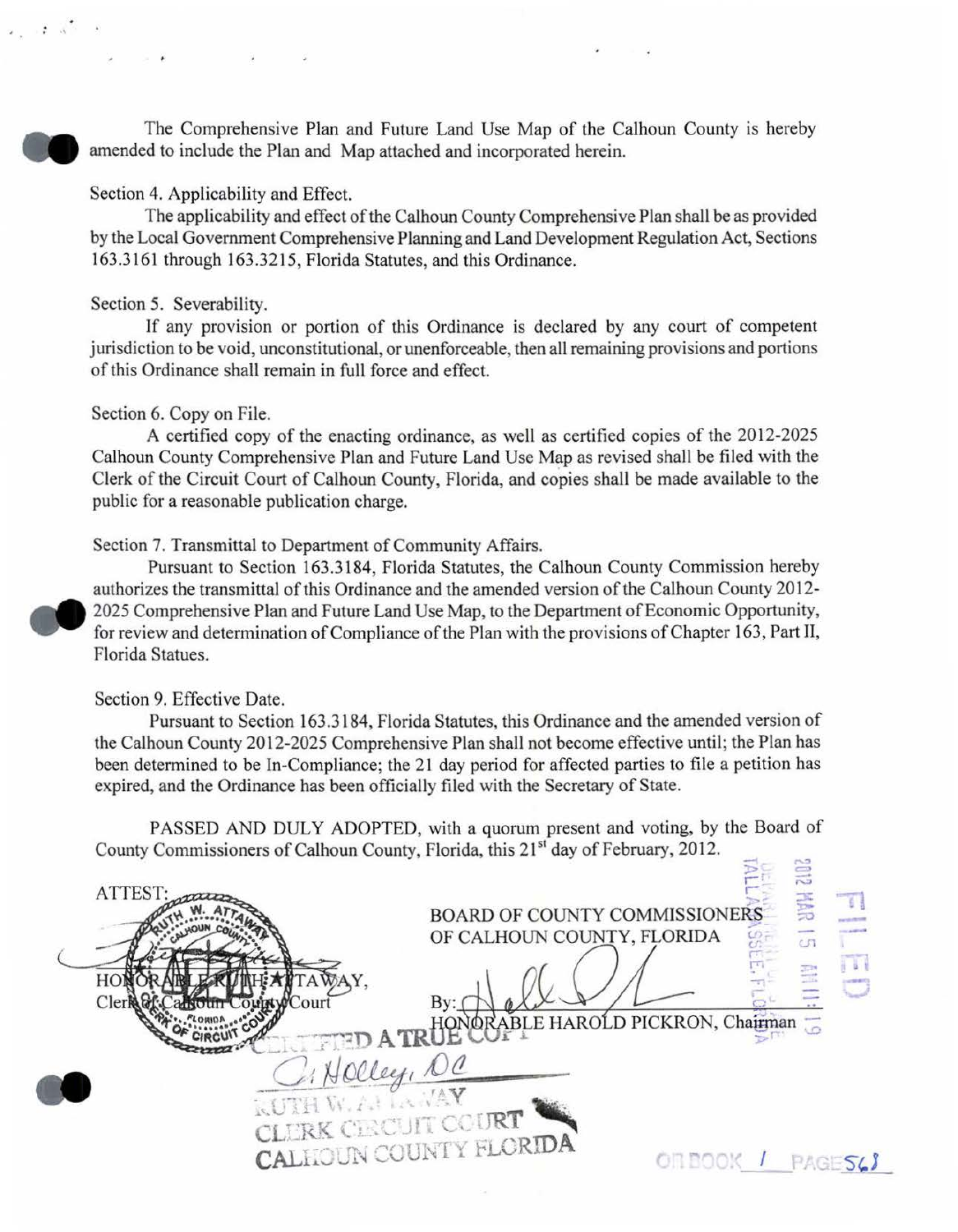The Comprehensive Plan and Future Land Use Map of the Calhoun County is hereby amended to include the Plan and Map attached and incorporated herein.

Section 4. Applicability and Effect.

The applicability and effect of the Calhoun County Comprehensive Plan shall be as provided by the Local Government Comprehensive Planning and Land Development Regulation Act, Sections 163.3161 through 163.3215, Florida Statutes, and this Ordinance.

Section 5. Severability.

If any provision or portion of this Ordinance is declared by any court of competent jurisdiction to be void, unconstitutional, or unenforceable, then all remaining provisions and portions of this Ordinance shall remain in full force and effect.

Section 6. Copy on File.

A certified copy of the enacting ordinance, as well as certified copies of the 2012-2025 Calhoun County Comprehensive Plan and Future Land Use Map as revised shall be filed with the Clerk of the Circuit Court of Calhoun County, Florida, and copies shall be made available to the public for a reasonable publication charge.

Section 7. Transmittal to Department of Community Affairs.

Pursuant to Section 163.3184, Florida Statutes, the Calhoun County Commission hereby authorizes the transmittal of this Ordinance and the amended version of the Calhoun County 2012-2025 Comprehensive Plan and Future Land Use Map, to the Department of Economic Opportunity, for review and determination of Compliance of the Plan with the provisions of Chapter 163, Part II, Florida Statues.

Section 9. Effective Date.

Pursuant to Section 163.3184, Florida Statutes, this Ordinance and the amended version of the Calhoun County 2012-2025 Comprehensive Plan shall not become effective until; the Plan has been determined to be In-Compliance; the 21 day period for affected parties to file a petition has expired, and the Ordinance has been officially filed with the Secretary of State.

PASSED AND DULY ADOPTED, with a quorum present and voting, by the Board of County Commissioners of Calhoun County, Florida, this 21st day of February, 2012.

ATTEST:

HONORABLE RUTH ATTAWAY,
Clerk of Calhoun County Court

BOARD OF COUNTY COMMISSIONERS
OF CALHOUN COUNTY, FLORIDA

By:
HONORABLE HAROLD PICKRON, Chairman

CERTIFIED A TRUE COPY
C. Holley, DC
RUTH W. ATTAWAY
CLERK CIRCUIT COURT
CALHOUN COUNTY FLORIDA

FILED
2012 MAR 15 AM 11:19
DEPARTMENT OF STATE
TALLAHASSEE, FLORIDA

OR BOOK 1 PAGE 563